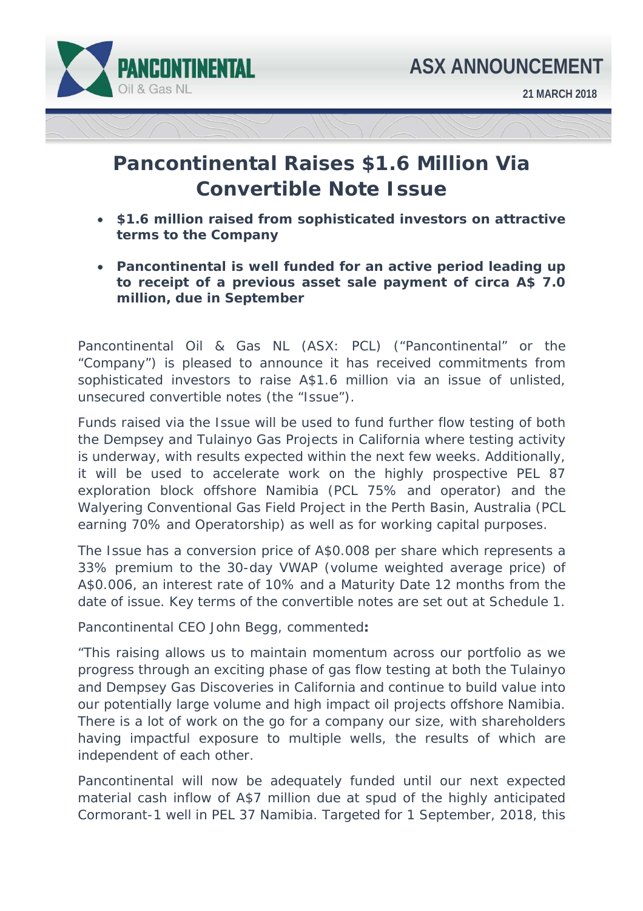PANCONTINENTAL Oil & Gas NL

# ASX ANNOUNCEMENT

**21 MARCH 2018**

# Pancontinental Raises $1.6 Million Via Convertible Note Issue

- **$1.6 million raised from sophisticated investors on attractive terms to the Company**
- **Pancontinental is well funded for an active period leading up to receipt of a previous asset sale payment of circa A$ 7.0 million, due in September**

Pancontinental Oil & Gas NL (ASX: PCL) ("Pancontinental" or the "Company") is pleased to announce it has received commitments from sophisticated investors to raise A$1.6 million via an issue of unlisted, unsecured convertible notes (the "Issue").

Funds raised via the Issue will be used to fund further flow testing of both the Dempsey and Tulainyo Gas Projects in California where testing activity is underway, with results expected within the next few weeks. Additionally, it will be used to accelerate work on the highly prospective PEL 87 exploration block offshore Namibia (PCL 75% and operator) and the Walyering Conventional Gas Field Project in the Perth Basin, Australia (PCL earning 70% and Operatorship) as well as for working capital purposes.

The Issue has a conversion price of A$0.008 per share which represents a 33% premium to the 30-day VWAP (volume weighted average price) of A$0.006, an interest rate of 10% and a Maturity Date 12 months from the date of issue. Key terms of the convertible notes are set out at Schedule 1.

Pancontinental CEO John Begg, commented**:**

"This raising allows us to maintain momentum across our portfolio as we progress through an exciting phase of gas flow testing at both the Tulainyo and Dempsey Gas Discoveries in California and continue to build value into our potentially large volume and high impact oil projects offshore Namibia. There is a lot of work on the go for a company our size, with shareholders having impactful exposure to multiple wells, the results of which are independent of each other.

Pancontinental will now be adequately funded until our next expected material cash inflow of A$7 million due at spud of the highly anticipated Cormorant-1 well in PEL 37 Namibia. Targeted for 1 September, 2018, this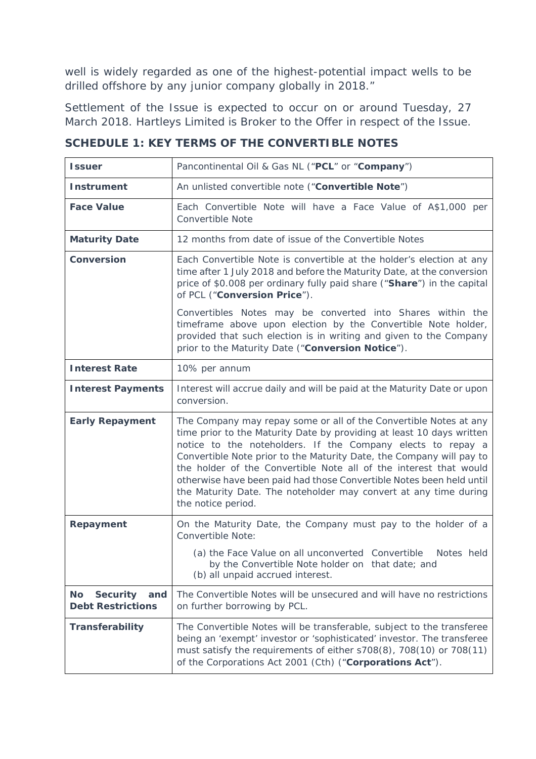well is widely regarded as one of the highest-potential impact wells to be drilled offshore by any junior company globally in 2018."

Settlement of the Issue is expected to occur on or around Tuesday, 27 March 2018. Hartleys Limited is Broker to the Offer in respect of the Issue.

## SCHEDULE 1: KEY TERMS OF THE CONVERTIBLE NOTES

| | |
|---|---|
| **Issuer** | Pancontinental Oil & Gas NL ("**PCL**" or "**Company**") |
| **Instrument** | An unlisted convertible note ("**Convertible Note**") |
| **Face Value** | Each Convertible Note will have a Face Value of A$1,000 per Convertible Note |
| **Maturity Date** | 12 months from date of issue of the Convertible Notes |
| **Conversion** | Each Convertible Note is convertible at the holder's election at any time after 1 July 2018 and before the Maturity Date, at the conversion price of $0.008 per ordinary fully paid share ("**Share**") in the capital of PCL ("**Conversion Price**").<br><br>Convertibles Notes may be converted into Shares within the timeframe above upon election by the Convertible Note holder, provided that such election is in writing and given to the Company prior to the Maturity Date ("**Conversion Notice**"). |
| **Interest Rate** | 10% per annum |
| **Interest Payments** | Interest will accrue daily and will be paid at the Maturity Date or upon conversion. |
| **Early Repayment** | The Company may repay some or all of the Convertible Notes at any time prior to the Maturity Date by providing at least 10 days written notice to the noteholders. If the Company elects to repay a Convertible Note prior to the Maturity Date, the Company will pay to the holder of the Convertible Note all of the interest that would otherwise have been paid had those Convertible Notes been held until the Maturity Date. The noteholder may convert at any time during the notice period. |
| **Repayment** | On the Maturity Date, the Company must pay to the holder of a Convertible Note:<br>(a) the Face Value on all unconverted Convertible Notes held by the Convertible Note holder on that date; and<br>(b) all unpaid accrued interest. |
| **No Security and Debt Restrictions** | The Convertible Notes will be unsecured and will have no restrictions on further borrowing by PCL. |
| **Transferability** | The Convertible Notes will be transferable, subject to the transferee being an 'exempt' investor or 'sophisticated' investor. The transferee must satisfy the requirements of either s708(8), 708(10) or 708(11) of the Corporations Act 2001 (Cth) ("**Corporations Act**"). |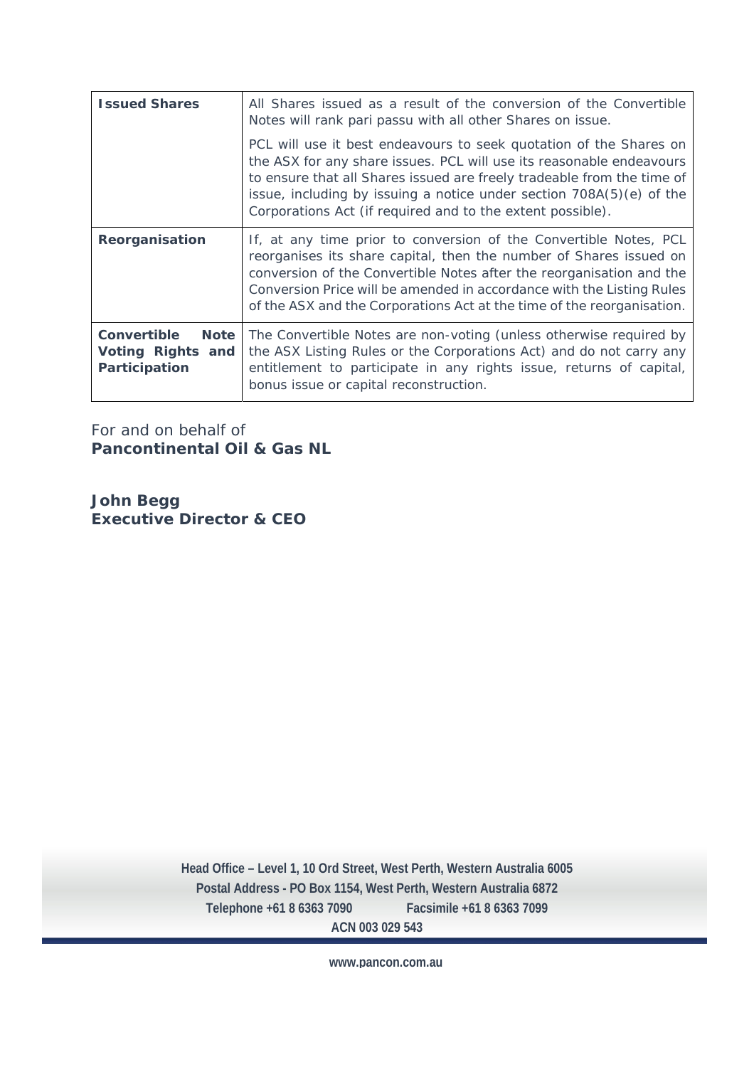| | |
|---|---|
| **Issued Shares** | All Shares issued as a result of the conversion of the Convertible Notes will rank pari passu with all other Shares on issue.<br><br>PCL will use it best endeavours to seek quotation of the Shares on the ASX for any share issues. PCL will use its reasonable endeavours to ensure that all Shares issued are freely tradeable from the time of issue, including by issuing a notice under section 708A(5)(e) of the Corporations Act (if required and to the extent possible). |
| **Reorganisation** | If, at any time prior to conversion of the Convertible Notes, PCL reorganises its share capital, then the number of Shares issued on conversion of the Convertible Notes after the reorganisation and the Conversion Price will be amended in accordance with the Listing Rules of the ASX and the Corporations Act at the time of the reorganisation. |
| **Convertible Note Voting Rights and Participation** | The Convertible Notes are non-voting (unless otherwise required by the ASX Listing Rules or the Corporations Act) and do not carry any entitlement to participate in any rights issue, returns of capital, bonus issue or capital reconstruction. |

For and on behalf of
**Pancontinental Oil & Gas NL**

**John Begg**
**Executive Director & CEO**

Head Office – Level 1, 10 Ord Street, West Perth, Western Australia 6005
Postal Address - PO Box 1154, West Perth, Western Australia 6872
Telephone +61 8 6363 7090 Facsimile +61 8 6363 7099
ACN 003 029 543

www.pancon.com.au